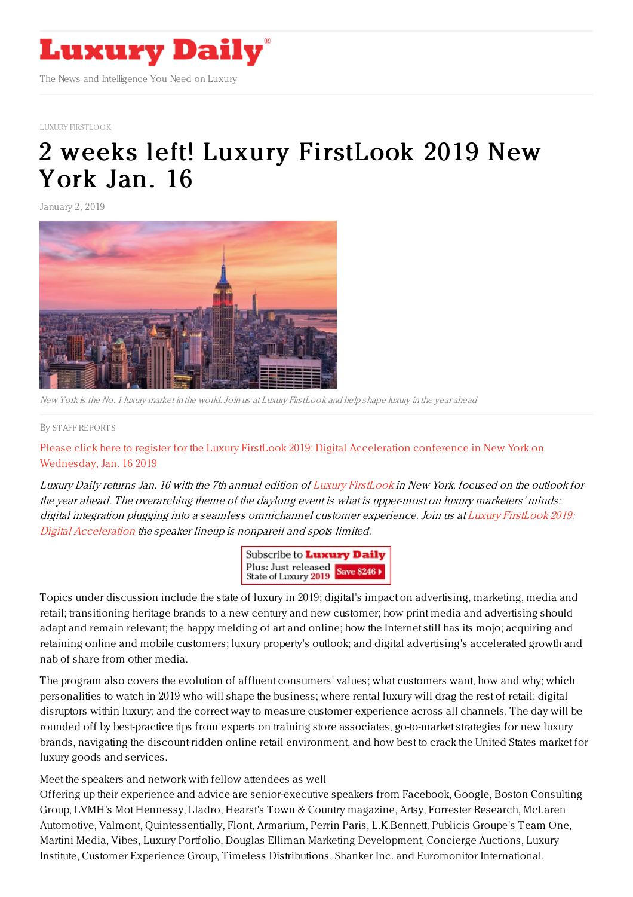# Luxury Daily

The News and Intelligence You Need on Luxury

LUXURY FIRSTLOOK

# 2 weeks left! Luxury FirstLook 2019 New York Jan. 16

January 2, 2019

*New York is the No. 1 luxury market in the world. Join us at Luxury FirstLook and help shape luxury in the year ahead*

By STAFF REPORTS

Please click here to register for the Luxury FirstLook 2019: Digital Acceleration conference in New York on Wednesday, Jan. 16 2019

*Luxury Daily returns Jan. 16 with the 7th annual edition of Luxury FirstLook in New York, focused on the outlook for the year ahead. The overarching theme of the daylong event is what is upper-most on luxury marketers' minds: digital integration plugging into a seamless omnichannel customer experience. Join us at Luxury FirstLook 2019: Digital Acceleration the speaker lineup is nonpareil and spots limited.*

Subscribe to Luxury Daily
Plus: Just released State of Luxury 2019 Save $246

Topics under discussion include the state of luxury in 2019; digital's impact on advertising, marketing, media and retail; transitioning heritage brands to a new century and new customer; how print media and advertising should adapt and remain relevant; the happy melding of art and online; how the Internet still has its mojo; acquiring and retaining online and mobile customers; luxury property's outlook; and digital advertising's accelerated growth and nab of share from other media.

The program also covers the evolution of affluent consumers' values; what customers want, how and why; which personalities to watch in 2019 who will shape the business; where rental luxury will drag the rest of retail; digital disruptors within luxury; and the correct way to measure customer experience across all channels. The day will be rounded off by best-practice tips from experts on training store associates, go-to-market strategies for new luxury brands, navigating the discount-ridden online retail environment, and how best to crack the United States market for luxury goods and services.

Meet the speakers and network with fellow attendees as well

Offering up their experience and advice are senior-executive speakers from Facebook, Google, Boston Consulting Group, LVMH's Mot Hennessy, Lladro, Hearst's Town & Country magazine, Artsy, Forrester Research, McLaren Automotive, Valmont, Quintessentially, Flont, Armarium, Perrin Paris, L.K.Bennett, Publicis Groupe's Team One, Martini Media, Vibes, Luxury Portfolio, Douglas Elliman Marketing Development, Concierge Auctions, Luxury Institute, Customer Experience Group, Timeless Distributions, Shanker Inc. and Euromonitor International.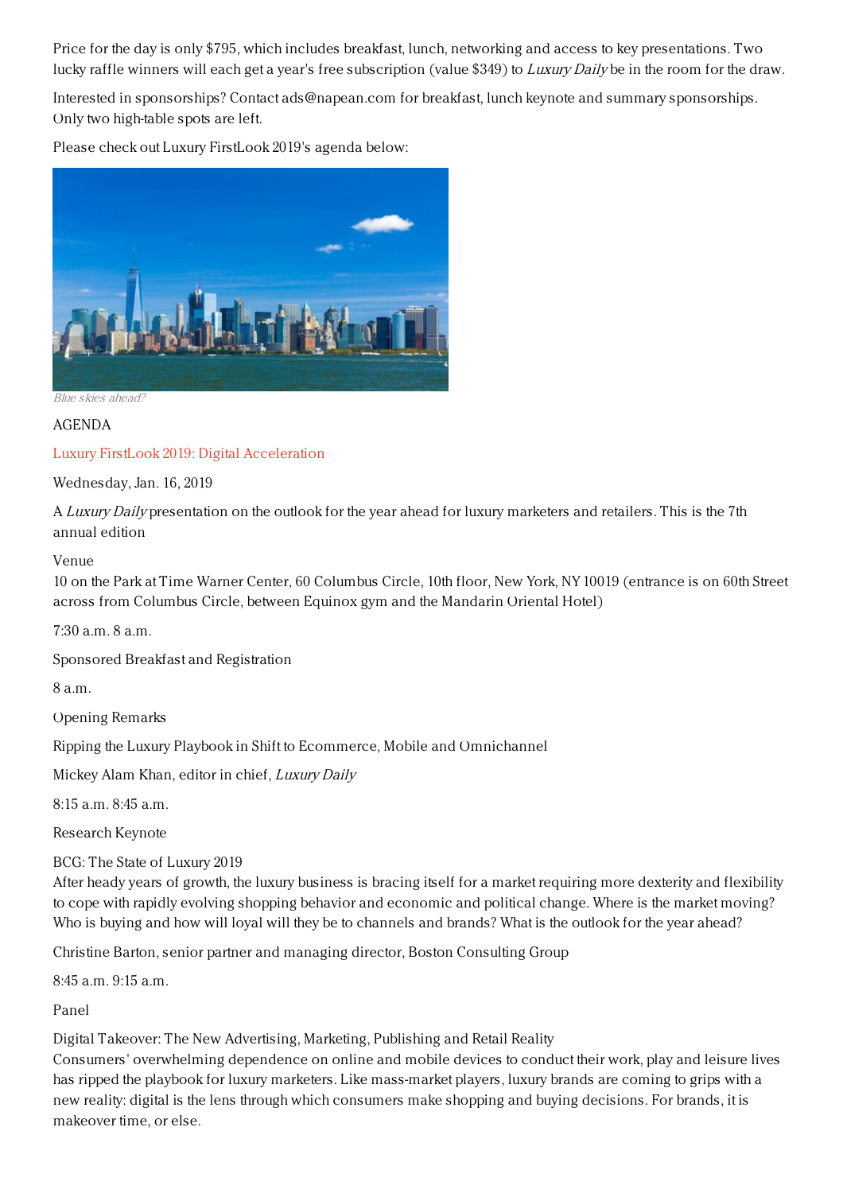Price for the day is only $795, which includes breakfast, lunch, networking and access to key presentations. Two lucky raffle winners will each get a year's free subscription (value $349) to *Luxury Daily* be in the room for the draw.

Interested in sponsorships? Contact ads@napean.com for breakfast, lunch keynote and summary sponsorships. Only two high-table spots are left.

Please check out Luxury FirstLook 2019's agenda below:

*Blue skies ahead?*

AGENDA

Luxury FirstLook 2019: Digital Acceleration

Wednesday, Jan. 16, 2019

A *Luxury Daily* presentation on the outlook for the year ahead for luxury marketers and retailers. This is the 7th annual edition

Venue
10 on the Park at Time Warner Center, 60 Columbus Circle, 10th floor, New York, NY 10019 (entrance is on 60th Street across from Columbus Circle, between Equinox gym and the Mandarin Oriental Hotel)

7:30 a.m. 8 a.m.

Sponsored Breakfast and Registration

8 a.m.

Opening Remarks

Ripping the Luxury Playbook in Shift to Ecommerce, Mobile and Omnichannel

Mickey Alam Khan, editor in chief, *Luxury Daily*

8:15 a.m. 8:45 a.m.

Research Keynote

BCG: The State of Luxury 2019
After heady years of growth, the luxury business is bracing itself for a market requiring more dexterity and flexibility to cope with rapidly evolving shopping behavior and economic and political change. Where is the market moving? Who is buying and how will loyal will they be to channels and brands? What is the outlook for the year ahead?

Christine Barton, senior partner and managing director, Boston Consulting Group

8:45 a.m. 9:15 a.m.

Panel

Digital Takeover: The New Advertising, Marketing, Publishing and Retail Reality
Consumers' overwhelming dependence on online and mobile devices to conduct their work, play and leisure lives has ripped the playbook for luxury marketers. Like mass-market players, luxury brands are coming to grips with a new reality: digital is the lens through which consumers make shopping and buying decisions. For brands, it is makeover time, or else.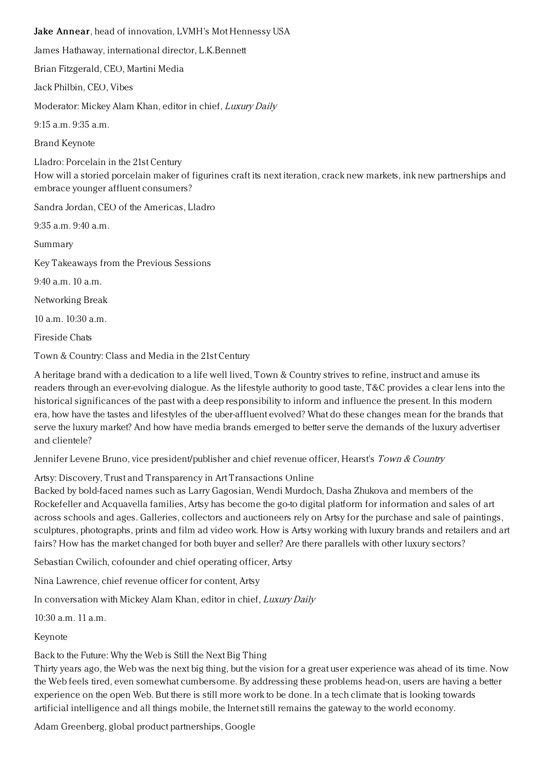**Jake Annear**, head of innovation, LVMH's Mot Hennessy USA

James Hathaway, international director, L.K.Bennett

Brian Fitzgerald, CEO, Martini Media

Jack Philbin, CEO, Vibes

Moderator: Mickey Alam Khan, editor in chief, *Luxury Daily*

9:15 a.m. 9:35 a.m.

Brand Keynote

Lladro: Porcelain in the 21st Century
How will a storied porcelain maker of figurines craft its next iteration, crack new markets, ink new partnerships and embrace younger affluent consumers?

Sandra Jordan, CEO of the Americas, Lladro

9:35 a.m. 9:40 a.m.

Summary

Key Takeaways from the Previous Sessions

9:40 a.m. 10 a.m.

Networking Break

10 a.m. 10:30 a.m.

Fireside Chats

Town & Country: Class and Media in the 21st Century

A heritage brand with a dedication to a life well lived, Town & Country strives to refine, instruct and amuse its readers through an ever-evolving dialogue. As the lifestyle authority to good taste, T&C provides a clear lens into the historical significances of the past with a deep responsibility to inform and influence the present. In this modern era, how have the tastes and lifestyles of the uber-affluent evolved? What do these changes mean for the brands that serve the luxury market? And how have media brands emerged to better serve the demands of the luxury advertiser and clientele?

Jennifer Levene Bruno, vice president/publisher and chief revenue officer, Hearst's *Town & Country*

Artsy: Discovery, Trust and Transparency in Art Transactions Online
Backed by bold-faced names such as Larry Gagosian, Wendi Murdoch, Dasha Zhukova and members of the Rockefeller and Acquavella families, Artsy has become the go-to digital platform for information and sales of art across schools and ages. Galleries, collectors and auctioneers rely on Artsy for the purchase and sale of paintings, sculptures, photographs, prints and film ad video work. How is Artsy working with luxury brands and retailers and art fairs? How has the market changed for both buyer and seller? Are there parallels with other luxury sectors?

Sebastian Cwilich, cofounder and chief operating officer, Artsy

Nina Lawrence, chief revenue officer for content, Artsy

In conversation with Mickey Alam Khan, editor in chief, *Luxury Daily*

10:30 a.m. 11 a.m.

Keynote

Back to the Future: Why the Web is Still the Next Big Thing
Thirty years ago, the Web was the next big thing, but the vision for a great user experience was ahead of its time. Now the Web feels tired, even somewhat cumbersome. By addressing these problems head-on, users are having a better experience on the open Web. But there is still more work to be done. In a tech climate that is looking towards artificial intelligence and all things mobile, the Internet still remains the gateway to the world economy.

Adam Greenberg, global product partnerships, Google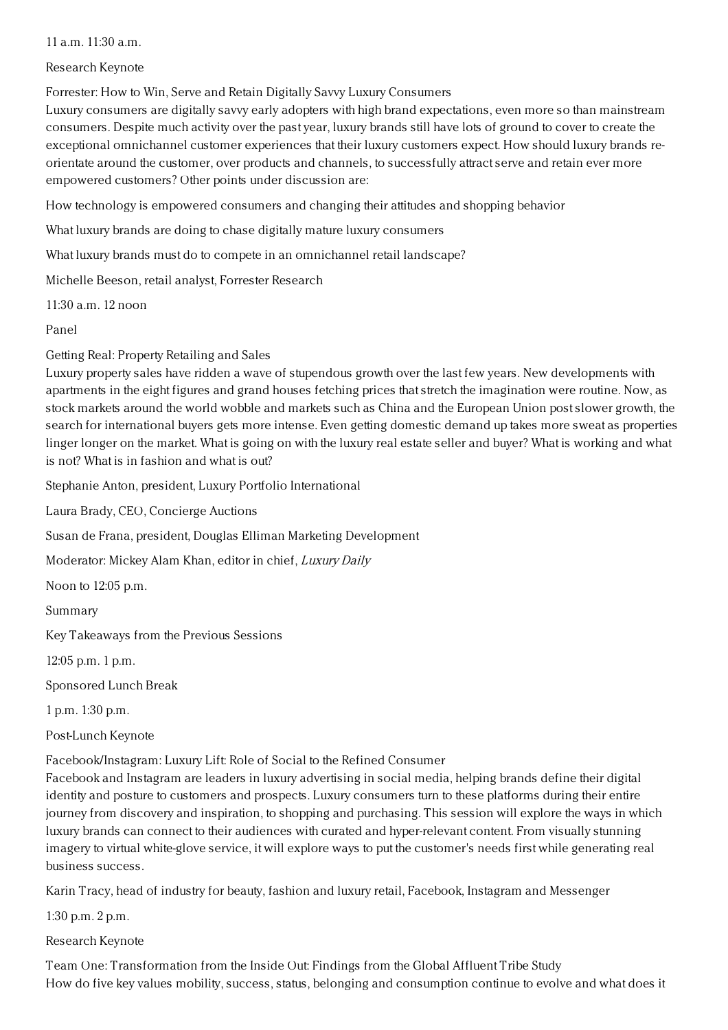11 a.m. 11:30 a.m.

Research Keynote

Forrester: How to Win, Serve and Retain Digitally Savvy Luxury Consumers
Luxury consumers are digitally savvy early adopters with high brand expectations, even more so than mainstream consumers. Despite much activity over the past year, luxury brands still have lots of ground to cover to create the exceptional omnichannel customer experiences that their luxury customers expect. How should luxury brands re-orientate around the customer, over products and channels, to successfully attract serve and retain ever more empowered customers? Other points under discussion are:

How technology is empowered consumers and changing their attitudes and shopping behavior

What luxury brands are doing to chase digitally mature luxury consumers

What luxury brands must do to compete in an omnichannel retail landscape?

Michelle Beeson, retail analyst, Forrester Research

11:30 a.m. 12 noon

Panel

Getting Real: Property Retailing and Sales
Luxury property sales have ridden a wave of stupendous growth over the last few years. New developments with apartments in the eight figures and grand houses fetching prices that stretch the imagination were routine. Now, as stock markets around the world wobble and markets such as China and the European Union post slower growth, the search for international buyers gets more intense. Even getting domestic demand up takes more sweat as properties linger longer on the market. What is going on with the luxury real estate seller and buyer? What is working and what is not? What is in fashion and what is out?

Stephanie Anton, president, Luxury Portfolio International

Laura Brady, CEO, Concierge Auctions

Susan de Frana, president, Douglas Elliman Marketing Development

Moderator: Mickey Alam Khan, editor in chief, *Luxury Daily*

Noon to 12:05 p.m.

Summary

Key Takeaways from the Previous Sessions

12:05 p.m. 1 p.m.

Sponsored Lunch Break

1 p.m. 1:30 p.m.

Post-Lunch Keynote

Facebook/Instagram: Luxury Lift: Role of Social to the Refined Consumer
Facebook and Instagram are leaders in luxury advertising in social media, helping brands define their digital identity and posture to customers and prospects. Luxury consumers turn to these platforms during their entire journey from discovery and inspiration, to shopping and purchasing. This session will explore the ways in which luxury brands can connect to their audiences with curated and hyper-relevant content. From visually stunning imagery to virtual white-glove service, it will explore ways to put the customer's needs first while generating real business success.

Karin Tracy, head of industry for beauty, fashion and luxury retail, Facebook, Instagram and Messenger

1:30 p.m. 2 p.m.

Research Keynote

Team One: Transformation from the Inside Out: Findings from the Global Affluent Tribe Study
How do five key values mobility, success, status, belonging and consumption continue to evolve and what does it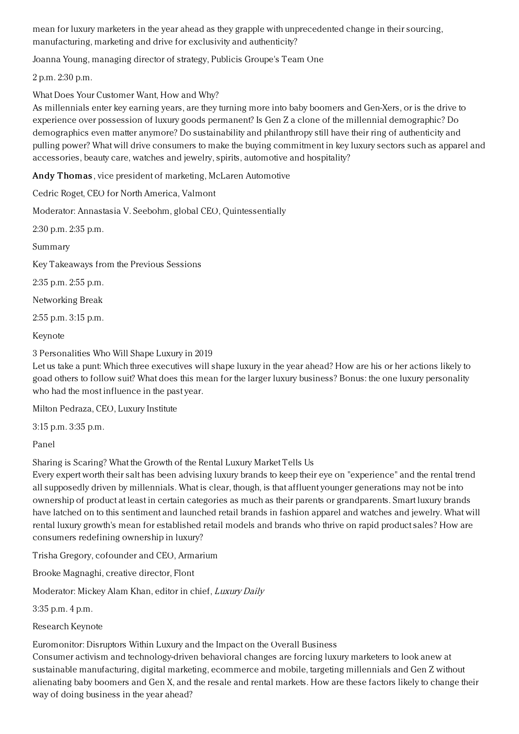mean for luxury marketers in the year ahead as they grapple with unprecedented change in their sourcing, manufacturing, marketing and drive for exclusivity and authenticity?

Joanna Young, managing director of strategy, Publicis Groupe's Team One

2 p.m. 2:30 p.m.

What Does Your Customer Want, How and Why?
As millennials enter key earning years, are they turning more into baby boomers and Gen-Xers, or is the drive to experience over possession of luxury goods permanent? Is Gen Z a clone of the millennial demographic? Do demographics even matter anymore? Do sustainability and philanthropy still have their ring of authenticity and pulling power? What will drive consumers to make the buying commitment in key luxury sectors such as apparel and accessories, beauty care, watches and jewelry, spirits, automotive and hospitality?

**Andy Thomas**, vice president of marketing, McLaren Automotive

Cedric Roget, CEO for North America, Valmont

Moderator: Annastasia V. Seebohm, global CEO, Quintessentially

2:30 p.m. 2:35 p.m.

Summary

Key Takeaways from the Previous Sessions

2:35 p.m. 2:55 p.m.

Networking Break

2:55 p.m. 3:15 p.m.

Keynote

3 Personalities Who Will Shape Luxury in 2019
Let us take a punt: Which three executives will shape luxury in the year ahead? How are his or her actions likely to goad others to follow suit? What does this mean for the larger luxury business? Bonus: the one luxury personality who had the most influence in the past year.

Milton Pedraza, CEO, Luxury Institute

3:15 p.m. 3:35 p.m.

Panel

Sharing is Scaring? What the Growth of the Rental Luxury Market Tells Us
Every expert worth their salt has been advising luxury brands to keep their eye on "experience" and the rental trend all supposedly driven by millennials. What is clear, though, is that affluent younger generations may not be into ownership of product at least in certain categories as much as their parents or grandparents. Smart luxury brands have latched on to this sentiment and launched retail brands in fashion apparel and watches and jewelry. What will rental luxury growth's mean for established retail models and brands who thrive on rapid product sales? How are consumers redefining ownership in luxury?

Trisha Gregory, cofounder and CEO, Armarium

Brooke Magnaghi, creative director, Flont

Moderator: Mickey Alam Khan, editor in chief, *Luxury Daily*

3:35 p.m. 4 p.m.

Research Keynote

Euromonitor: Disruptors Within Luxury and the Impact on the Overall Business
Consumer activism and technology-driven behavioral changes are forcing luxury marketers to look anew at sustainable manufacturing, digital marketing, ecommerce and mobile, targeting millennials and Gen Z without alienating baby boomers and Gen X, and the resale and rental markets. How are these factors likely to change their way of doing business in the year ahead?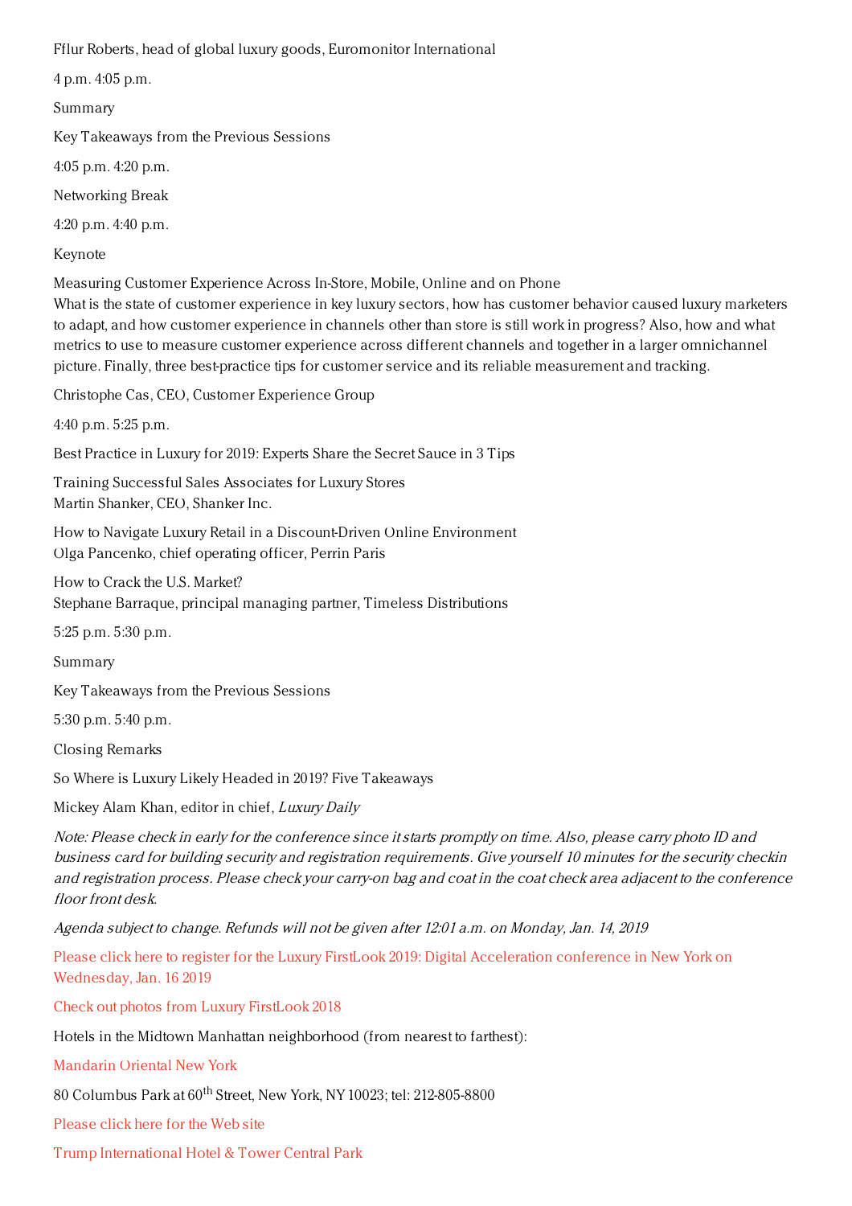Fflur Roberts, head of global luxury goods, Euromonitor International

4 p.m. 4:05 p.m.

Summary

Key Takeaways from the Previous Sessions

4:05 p.m. 4:20 p.m.

Networking Break

4:20 p.m. 4:40 p.m.

Keynote

Measuring Customer Experience Across In-Store, Mobile, Online and on Phone
What is the state of customer experience in key luxury sectors, how has customer behavior caused luxury marketers to adapt, and how customer experience in channels other than store is still work in progress? Also, how and what metrics to use to measure customer experience across different channels and together in a larger omnichannel picture. Finally, three best-practice tips for customer service and its reliable measurement and tracking.

Christophe Cas, CEO, Customer Experience Group

4:40 p.m. 5:25 p.m.

Best Practice in Luxury for 2019: Experts Share the Secret Sauce in 3 Tips

Training Successful Sales Associates for Luxury Stores
Martin Shanker, CEO, Shanker Inc.

How to Navigate Luxury Retail in a Discount-Driven Online Environment
Olga Pancenko, chief operating officer, Perrin Paris

How to Crack the U.S. Market?
Stephane Barraque, principal managing partner, Timeless Distributions

5:25 p.m. 5:30 p.m.

Summary

Key Takeaways from the Previous Sessions

5:30 p.m. 5:40 p.m.

Closing Remarks

So Where is Luxury Likely Headed in 2019? Five Takeaways

Mickey Alam Khan, editor in chief, *Luxury Daily*

*Note: Please check in early for the conference since it starts promptly on time. Also, please carry photo ID and business card for building security and registration requirements. Give yourself 10 minutes for the security checkin and registration process. Please check your carry-on bag and coat in the coat check area adjacent to the conference floor front desk.*

*Agenda subject to change. Refunds will not be given after 12:01 a.m. on Monday, Jan. 14, 2019*

Please click here to register for the Luxury FirstLook 2019: Digital Acceleration conference in New York on Wednesday, Jan. 16 2019

Check out photos from Luxury FirstLook 2018

Hotels in the Midtown Manhattan neighborhood (from nearest to farthest):

Mandarin Oriental New York

80 Columbus Park at 60th Street, New York, NY 10023; tel: 212-805-8800

Please click here for the Web site

Trump International Hotel & Tower Central Park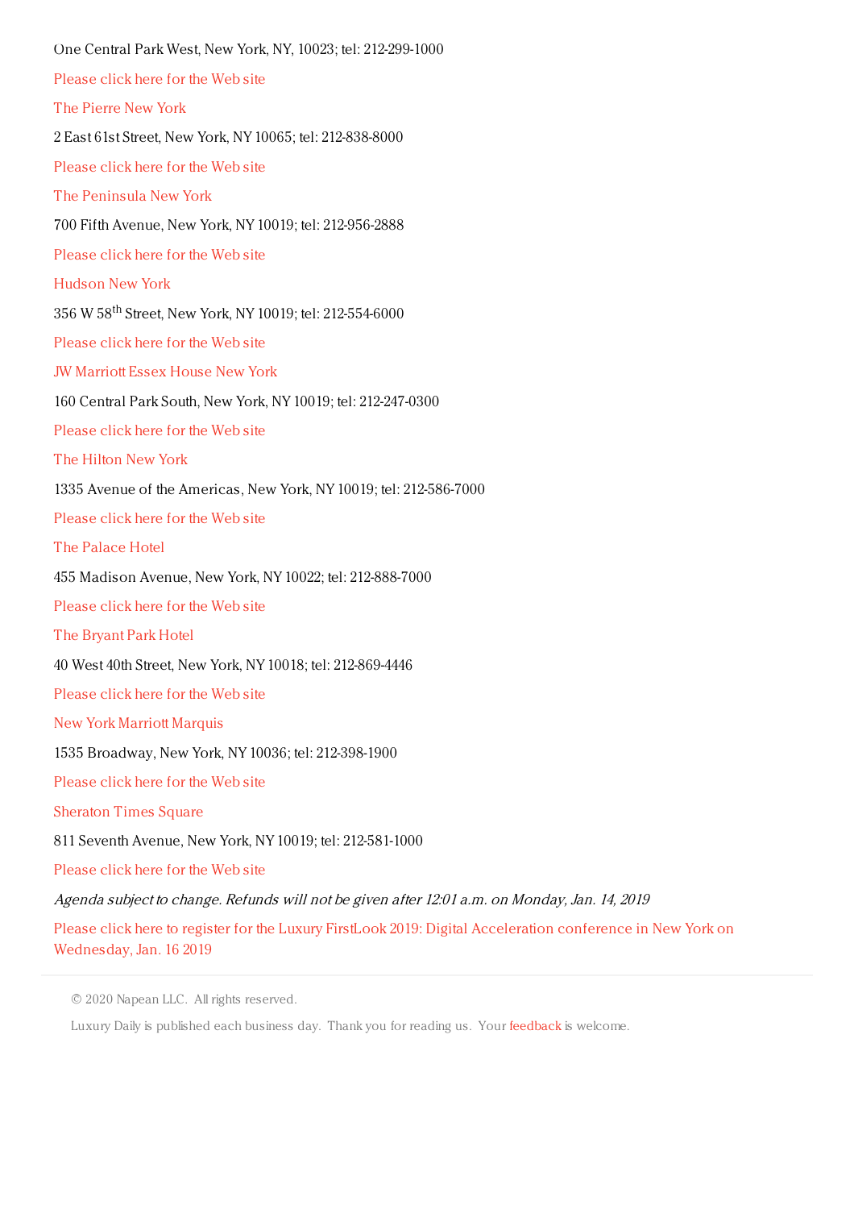One Central Park West, New York, NY, 10023; tel: 212-299-1000

Please click here for the Web site

The Pierre New York

2 East 61st Street, New York, NY 10065; tel: 212-838-8000

Please click here for the Web site

The Peninsula New York

700 Fifth Avenue, New York, NY 10019; tel: 212-956-2888

Please click here for the Web site

Hudson New York

356 W 58th Street, New York, NY 10019; tel: 212-554-6000

Please click here for the Web site

JW Marriott Essex House New York

160 Central Park South, New York, NY 10019; tel: 212-247-0300

Please click here for the Web site

The Hilton New York

1335 Avenue of the Americas, New York, NY 10019; tel: 212-586-7000

Please click here for the Web site

The Palace Hotel

455 Madison Avenue, New York, NY 10022; tel: 212-888-7000

Please click here for the Web site

The Bryant Park Hotel

40 West 40th Street, New York, NY 10018; tel: 212-869-4446

Please click here for the Web site

New York Marriott Marquis

1535 Broadway, New York, NY 10036; tel: 212-398-1900

Please click here for the Web site

Sheraton Times Square

811 Seventh Avenue, New York, NY 10019; tel: 212-581-1000

Please click here for the Web site

*Agenda subject to change. Refunds will not be given after 12:01 a.m. on Monday, Jan. 14, 2019*

Please click here to register for the Luxury FirstLook 2019: Digital Acceleration conference in New York on Wednesday, Jan. 16 2019

© 2020 Napean LLC. All rights reserved.

Luxury Daily is published each business day. Thank you for reading us. Your feedback is welcome.